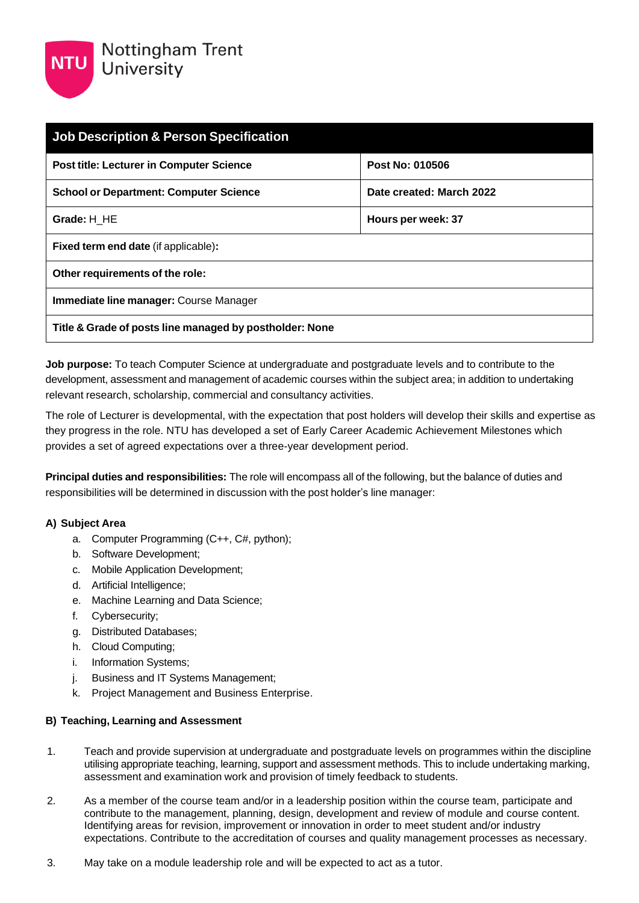Nottingham Trent University

| Job Description & Person Specification | |
| --- | --- |
| **Post title: Lecturer in Computer Science** | **Post No: 010506** |
| **School or Department: Computer Science** | **Date created: March 2022** |
| **Grade:** H_HE | **Hours per week: 37** |
| **Fixed term end date** (if applicable)**:** | |
| **Other requirements of the role:** | |
| **Immediate line manager:** Course Manager | |
| **Title & Grade of posts line managed by postholder: None** | |

**Job purpose:** To teach Computer Science at undergraduate and postgraduate levels and to contribute to the development, assessment and management of academic courses within the subject area; in addition to undertaking relevant research, scholarship, commercial and consultancy activities.

The role of Lecturer is developmental, with the expectation that post holders will develop their skills and expertise as they progress in the role. NTU has developed a set of Early Career Academic Achievement Milestones which provides a set of agreed expectations over a three-year development period.

**Principal duties and responsibilities:** The role will encompass all of the following, but the balance of duties and responsibilities will be determined in discussion with the post holder's line manager:

**A) Subject Area**

a. Computer Programming (C++, C#, python);
b. Software Development;
c. Mobile Application Development;
d. Artificial Intelligence;
e. Machine Learning and Data Science;
f. Cybersecurity;
g. Distributed Databases;
h. Cloud Computing;
i. Information Systems;
j. Business and IT Systems Management;
k. Project Management and Business Enterprise.

**B) Teaching, Learning and Assessment**

1. Teach and provide supervision at undergraduate and postgraduate levels on programmes within the discipline utilising appropriate teaching, learning, support and assessment methods. This to include undertaking marking, assessment and examination work and provision of timely feedback to students.

2. As a member of the course team and/or in a leadership position within the course team, participate and contribute to the management, planning, design, development and review of module and course content. Identifying areas for revision, improvement or innovation in order to meet student and/or industry expectations. Contribute to the accreditation of courses and quality management processes as necessary.

3. May take on a module leadership role and will be expected to act as a tutor.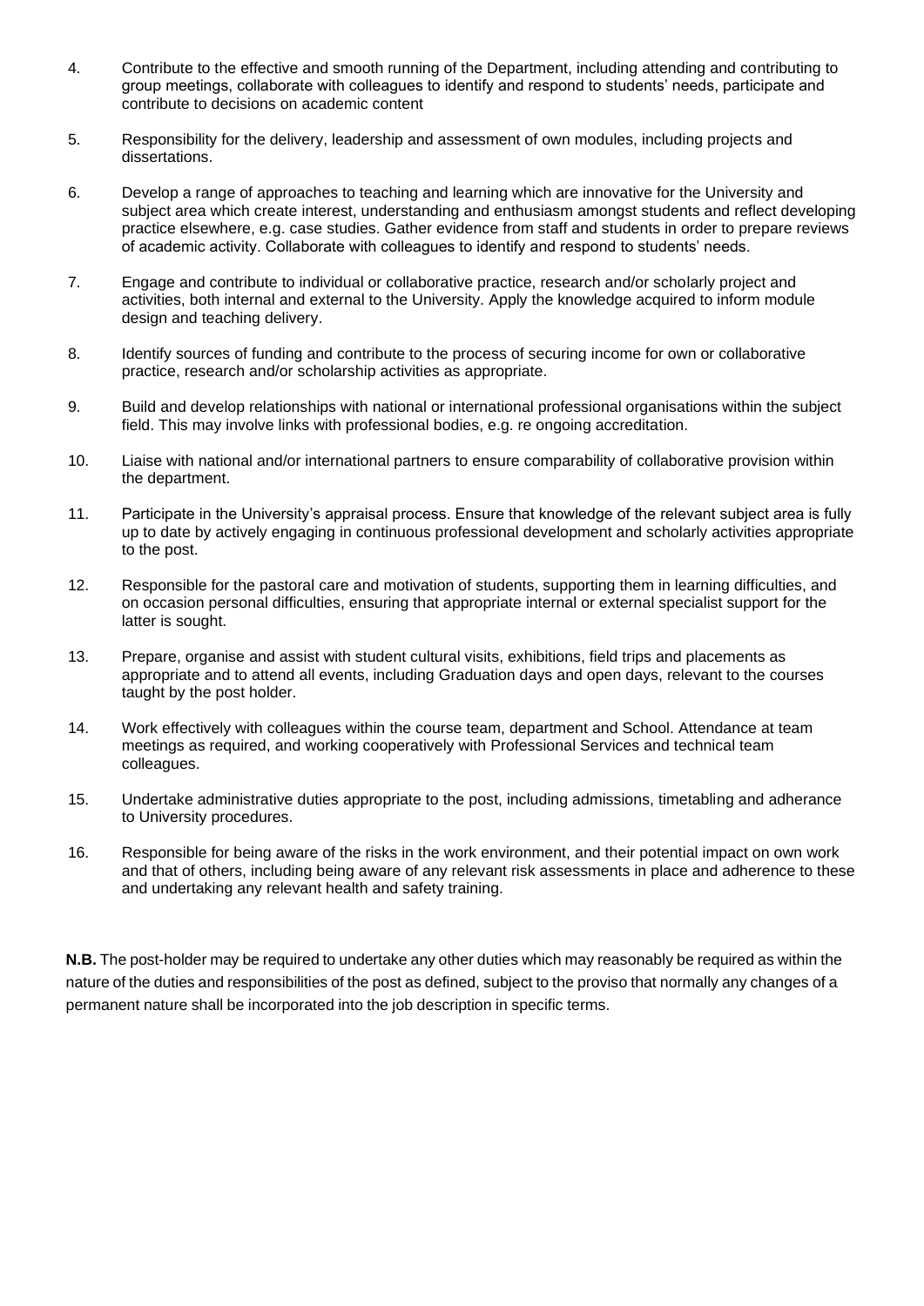4. Contribute to the effective and smooth running of the Department, including attending and contributing to group meetings, collaborate with colleagues to identify and respond to students' needs, participate and contribute to decisions on academic content

5. Responsibility for the delivery, leadership and assessment of own modules, including projects and dissertations.

6. Develop a range of approaches to teaching and learning which are innovative for the University and subject area which create interest, understanding and enthusiasm amongst students and reflect developing practice elsewhere, e.g. case studies. Gather evidence from staff and students in order to prepare reviews of academic activity. Collaborate with colleagues to identify and respond to students' needs.

7. Engage and contribute to individual or collaborative practice, research and/or scholarly project and activities, both internal and external to the University. Apply the knowledge acquired to inform module design and teaching delivery.

8. Identify sources of funding and contribute to the process of securing income for own or collaborative practice, research and/or scholarship activities as appropriate.

9. Build and develop relationships with national or international professional organisations within the subject field. This may involve links with professional bodies, e.g. re ongoing accreditation.

10. Liaise with national and/or international partners to ensure comparability of collaborative provision within the department.

11. Participate in the University's appraisal process. Ensure that knowledge of the relevant subject area is fully up to date by actively engaging in continuous professional development and scholarly activities appropriate to the post.

12. Responsible for the pastoral care and motivation of students, supporting them in learning difficulties, and on occasion personal difficulties, ensuring that appropriate internal or external specialist support for the latter is sought.

13. Prepare, organise and assist with student cultural visits, exhibitions, field trips and placements as appropriate and to attend all events, including Graduation days and open days, relevant to the courses taught by the post holder.

14. Work effectively with colleagues within the course team, department and School. Attendance at team meetings as required, and working cooperatively with Professional Services and technical team colleagues.

15. Undertake administrative duties appropriate to the post, including admissions, timetabling and adherance to University procedures.

16. Responsible for being aware of the risks in the work environment, and their potential impact on own work and that of others, including being aware of any relevant risk assessments in place and adherence to these and undertaking any relevant health and safety training.

**N.B.** The post-holder may be required to undertake any other duties which may reasonably be required as within the nature of the duties and responsibilities of the post as defined, subject to the proviso that normally any changes of a permanent nature shall be incorporated into the job description in specific terms.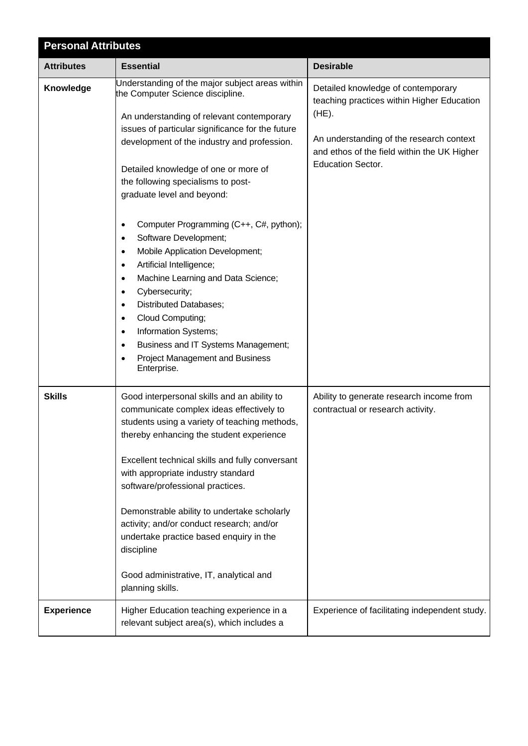| Personal Attributes | | |
|---|---|---|
| **Attributes** | **Essential** | **Desirable** |
| **Knowledge** | Understanding of the major subject areas within the Computer Science discipline.<br><br>An understanding of relevant contemporary issues of particular significance for the future development of the industry and profession.<br><br>Detailed knowledge of one or more of the following specialisms to post-graduate level and beyond:<br><br>• Computer Programming (C++, C#, python);<br>• Software Development;<br>• Mobile Application Development;<br>• Artificial Intelligence;<br>• Machine Learning and Data Science;<br>• Cybersecurity;<br>• Distributed Databases;<br>• Cloud Computing;<br>• Information Systems;<br>• Business and IT Systems Management;<br>• Project Management and Business Enterprise. | Detailed knowledge of contemporary teaching practices within Higher Education (HE).<br><br>An understanding of the research context and ethos of the field within the UK Higher Education Sector. |
| **Skills** | Good interpersonal skills and an ability to communicate complex ideas effectively to students using a variety of teaching methods, thereby enhancing the student experience<br><br>Excellent technical skills and fully conversant with appropriate industry standard software/professional practices.<br><br>Demonstrable ability to undertake scholarly activity; and/or conduct research; and/or undertake practice based enquiry in the discipline<br><br>Good administrative, IT, analytical and planning skills. | Ability to generate research income from contractual or research activity. |
| **Experience** | Higher Education teaching experience in a relevant subject area(s), which includes a | Experience of facilitating independent study. |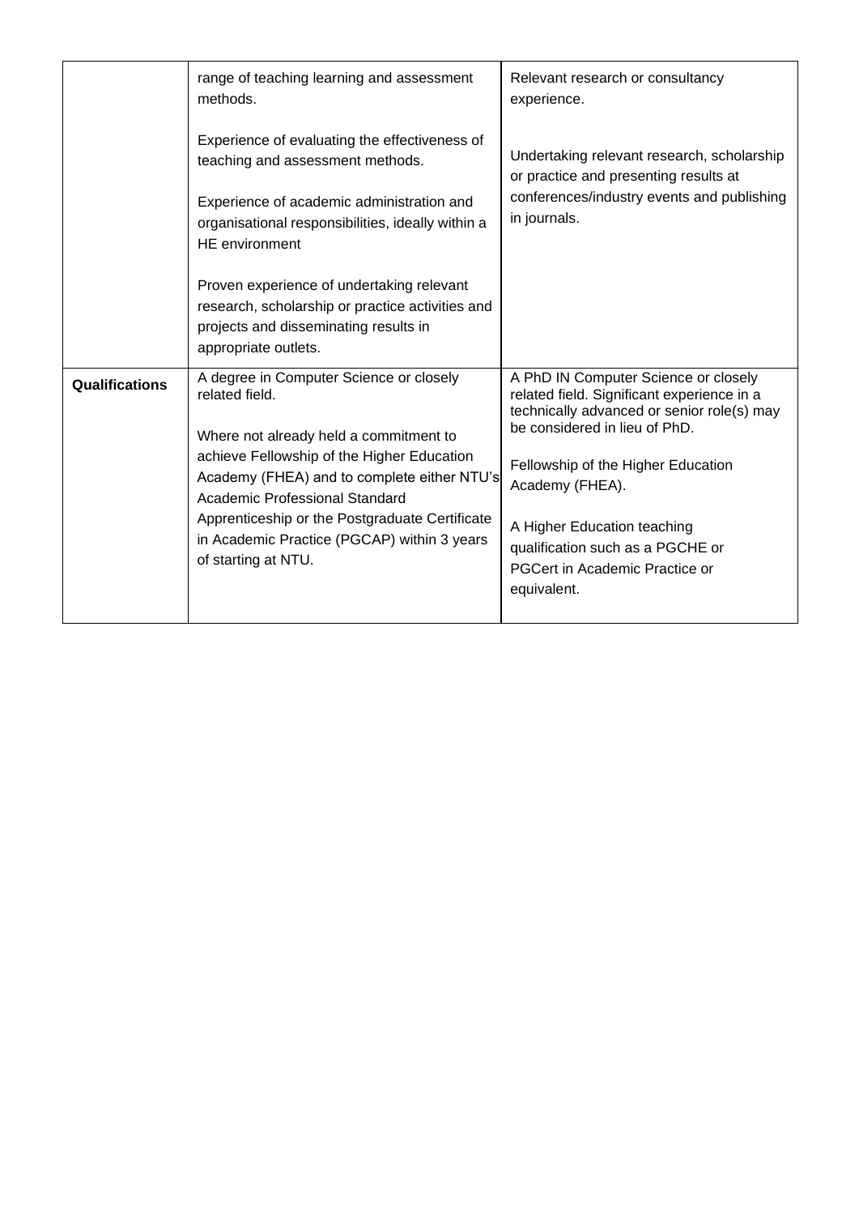| | | |
|---|---|---|
| | range of teaching learning and assessment methods.<br><br>Experience of evaluating the effectiveness of teaching and assessment methods.<br><br>Experience of academic administration and organisational responsibilities, ideally within a HE environment<br><br>Proven experience of undertaking relevant research, scholarship or practice activities and projects and disseminating results in appropriate outlets. | Relevant research or consultancy experience.<br><br>Undertaking relevant research, scholarship or practice and presenting results at conferences/industry events and publishing in journals. |
| **Qualifications** | A degree in Computer Science or closely related field.<br><br>Where not already held a commitment to achieve Fellowship of the Higher Education Academy (FHEA) and to complete either NTU's Academic Professional Standard Apprenticeship or the Postgraduate Certificate in Academic Practice (PGCAP) within 3 years of starting at NTU. | A PhD IN Computer Science or closely related field. Significant experience in a technically advanced or senior role(s) may be considered in lieu of PhD.<br><br>Fellowship of the Higher Education Academy (FHEA).<br><br>A Higher Education teaching qualification such as a PGCHE or PGCert in Academic Practice or equivalent. |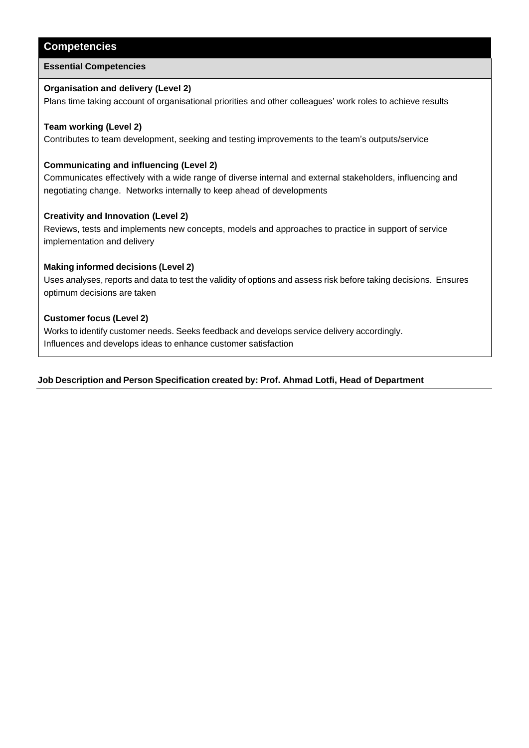## Competencies

### Essential Competencies

**Organisation and delivery (Level 2)**
Plans time taking account of organisational priorities and other colleagues' work roles to achieve results

**Team working (Level 2)**
Contributes to team development, seeking and testing improvements to the team's outputs/service

**Communicating and influencing (Level 2)**
Communicates effectively with a wide range of diverse internal and external stakeholders, influencing and negotiating change. Networks internally to keep ahead of developments

**Creativity and Innovation (Level 2)**
Reviews, tests and implements new concepts, models and approaches to practice in support of service implementation and delivery

**Making informed decisions (Level 2)**
Uses analyses, reports and data to test the validity of options and assess risk before taking decisions. Ensures optimum decisions are taken

**Customer focus (Level 2)**
Works to identify customer needs. Seeks feedback and develops service delivery accordingly.
Influences and develops ideas to enhance customer satisfaction

**Job Description and Person Specification created by: Prof. Ahmad Lotfi, Head of Department**